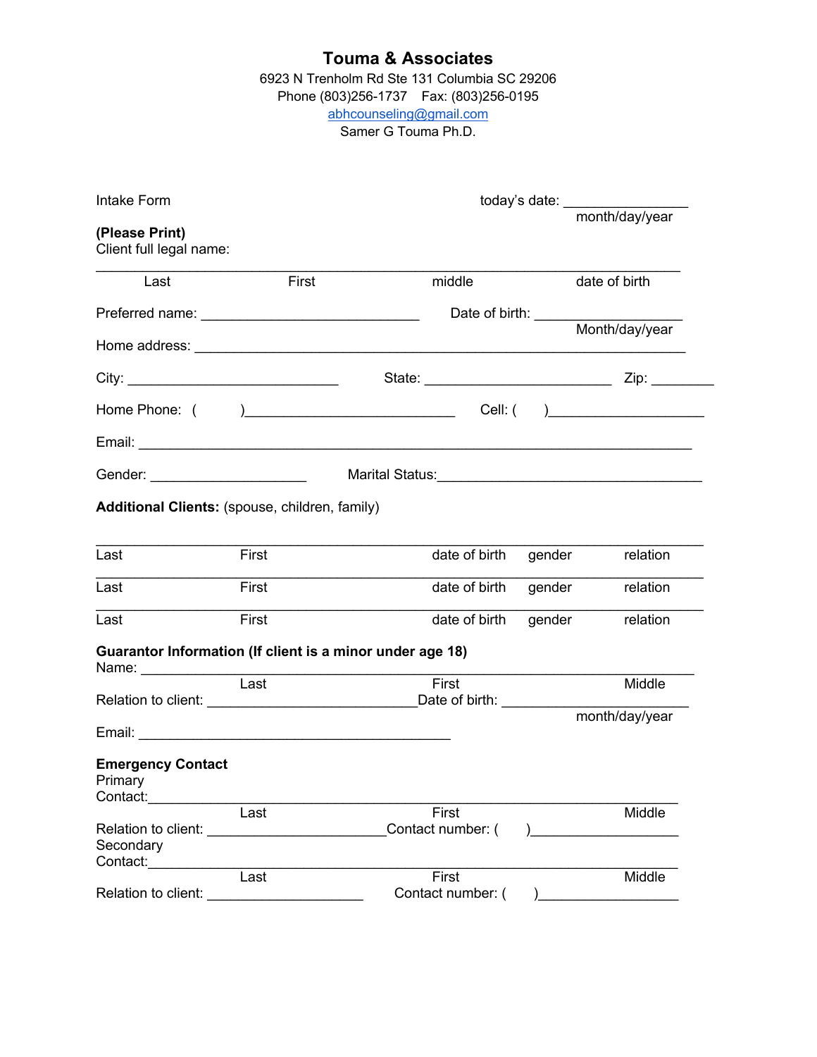# Touma & Associates

6923 N Trenholm Rd Ste 131 Columbia SC 29206
Phone (803)256-1737 Fax: (803)256-0195
abhcounseling@gmail.com
Samer G Touma Ph.D.

Intake Form

today's date: ________________
month/day/year

**(Please Print)**
Client full legal name:

_____________________________________________________________________________
Last First middle date of birth

Preferred name: ____________________________ Date of birth: ___________________
Month/day/year

Home address: ______________________________________________________________

City: ___________________________ State: ________________________ Zip: ________

Home Phone: ( )___________________________ Cell: ( )____________________

Email: _____________________________________________________________________

Gender: ____________________ Marital Status:__________________________________

**Additional Clients:** (spouse, children, family)

_____________________________________________________________________________
Last First date of birth gender relation

_____________________________________________________________________________
Last First date of birth gender relation

_____________________________________________________________________________
Last First date of birth gender relation

**Guarantor Information (If client is a minor under age 18)**
Name: ______________________________________________________________________
Last First Middle
Relation to client: ___________________________Date of birth: _______________________
month/day/year

Email: ________________________________________

**Emergency Contact**
Primary
Contact:____________________________________________________________________
Last First Middle
Relation to client: _______________________Contact number: ( )___________________
Secondary
Contact:____________________________________________________________________
Last First Middle
Relation to client: ____________________ Contact number: ( )__________________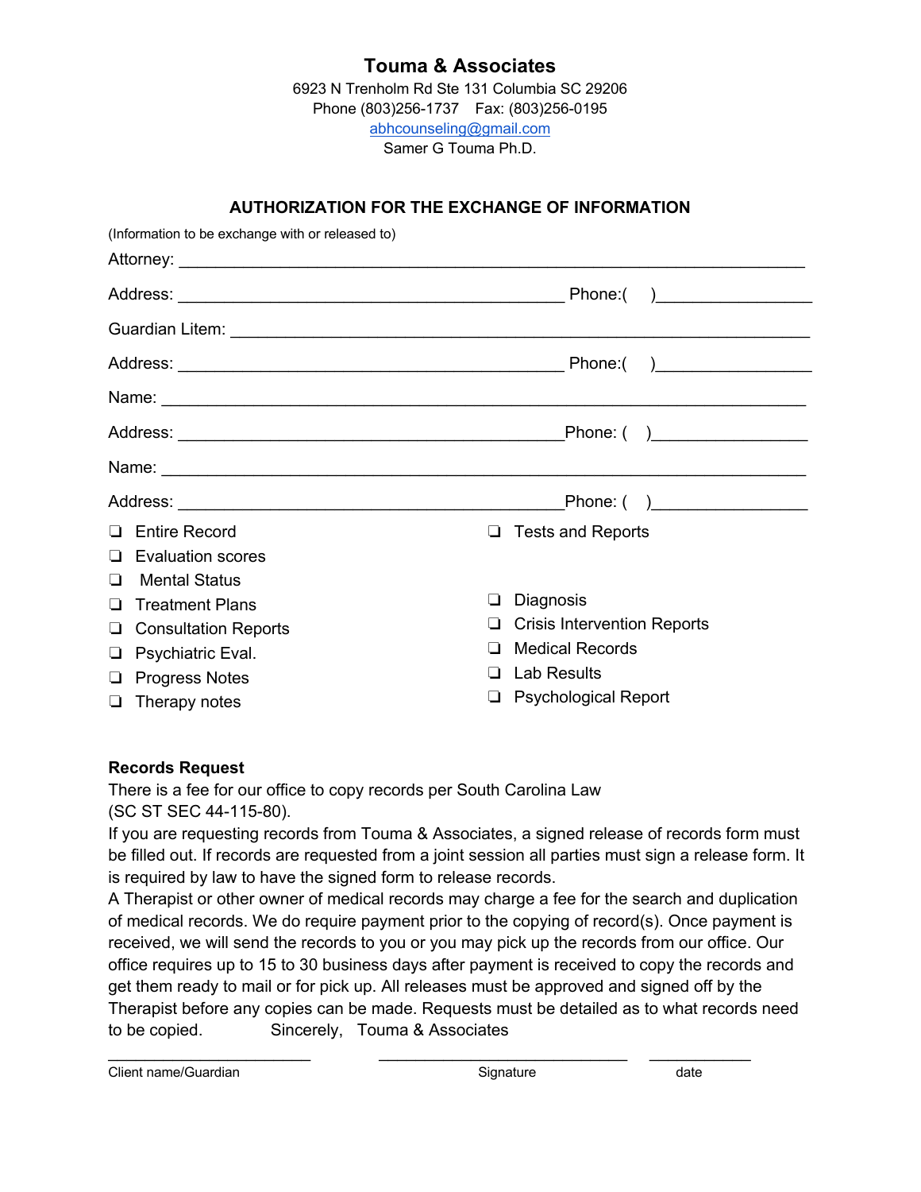# Touma & Associates

6923 N Trenholm Rd Ste 131 Columbia SC 29206
Phone (803)256-1737 Fax: (803)256-0195
abhcounseling@gmail.com
Samer G Touma Ph.D.

## AUTHORIZATION FOR THE EXCHANGE OF INFORMATION

(Information to be exchange with or released to)

Attorney: ______________________________________________________________________

Address: ___________________________________________ Phone:( )________________

Guardian Litem: _________________________________________________________________

Address: ___________________________________________ Phone:( )________________

Name: _________________________________________________________________________

Address: ___________________________________________Phone: ( )________________

Name: _________________________________________________________________________

Address: ___________________________________________Phone: ( )________________

- ❏ Entire Record
- ❏ Evaluation scores
- ❏ Mental Status
- ❏ Treatment Plans
- ❏ Consultation Reports
- ❏ Psychiatric Eval.
- ❏ Progress Notes
- ❏ Therapy notes
- ❏ Tests and Reports
- ❏ Diagnosis
- ❏ Crisis Intervention Reports
- ❏ Medical Records
- ❏ Lab Results
- ❏ Psychological Report

**Records Request**

There is a fee for our office to copy records per South Carolina Law (SC ST SEC 44-115-80).

If you are requesting records from Touma & Associates, a signed release of records form must be filled out. If records are requested from a joint session all parties must sign a release form. It is required by law to have the signed form to release records.

A Therapist or other owner of medical records may charge a fee for the search and duplication of medical records. We do require payment prior to the copying of record(s). Once payment is received, we will send the records to you or you may pick up the records from our office. Our office requires up to 15 to 30 business days after payment is received to copy the records and get them ready to mail or for pick up. All releases must be approved and signed off by the Therapist before any copies can be made. Requests must be detailed as to what records need to be copied. Sincerely, Touma & Associates

______________________ ____________________________ ___________

Client name/Guardian Signature date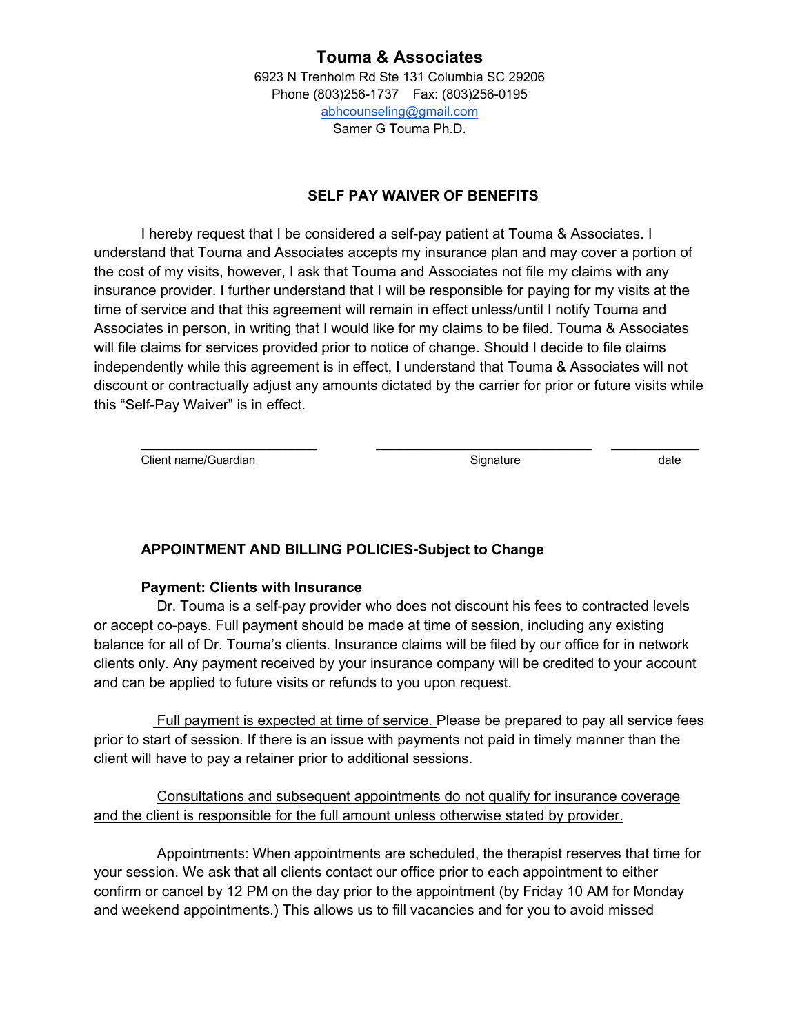# Touma & Associates

6923 N Trenholm Rd Ste 131 Columbia SC 29206
Phone (803)256-1737 Fax: (803)256-0195
abhcounseling@gmail.com
Samer G Touma Ph.D.

## SELF PAY WAIVER OF BENEFITS

I hereby request that I be considered a self-pay patient at Touma & Associates. I understand that Touma and Associates accepts my insurance plan and may cover a portion of the cost of my visits, however, I ask that Touma and Associates not file my claims with any insurance provider. I further understand that I will be responsible for paying for my visits at the time of service and that this agreement will remain in effect unless/until I notify Touma and Associates in person, in writing that I would like for my claims to be filed. Touma & Associates will file claims for services provided prior to notice of change. Should I decide to file claims independently while this agreement is in effect, I understand that Touma & Associates will not discount or contractually adjust any amounts dictated by the carrier for prior or future visits while this "Self-Pay Waiver" is in effect.

\_\_\_\_\_\_\_\_\_\_\_\_\_\_\_\_\_\_\_\_\_\_\_\_ \_\_\_\_\_\_\_\_\_\_\_\_\_\_\_\_\_\_\_\_\_\_\_\_\_\_\_\_\_\_ \_\_\_\_\_\_\_\_\_\_\_\_
Client name/Guardian Signature date

## APPOINTMENT AND BILLING POLICIES-Subject to Change

**Payment: Clients with Insurance**

Dr. Touma is a self-pay provider who does not discount his fees to contracted levels or accept co-pays. Full payment should be made at time of session, including any existing balance for all of Dr. Touma's clients. Insurance claims will be filed by our office for in network clients only. Any payment received by your insurance company will be credited to your account and can be applied to future visits or refunds to you upon request.

<u>Full payment is expected at time of service.</u> Please be prepared to pay all service fees prior to start of session. If there is an issue with payments not paid in timely manner than the client will have to pay a retainer prior to additional sessions.

<u>Consultations and subsequent appointments do not qualify for insurance coverage and the client is responsible for the full amount unless otherwise stated by provider.</u>

Appointments: When appointments are scheduled, the therapist reserves that time for your session. We ask that all clients contact our office prior to each appointment to either confirm or cancel by 12 PM on the day prior to the appointment (by Friday 10 AM for Monday and weekend appointments.) This allows us to fill vacancies and for you to avoid missed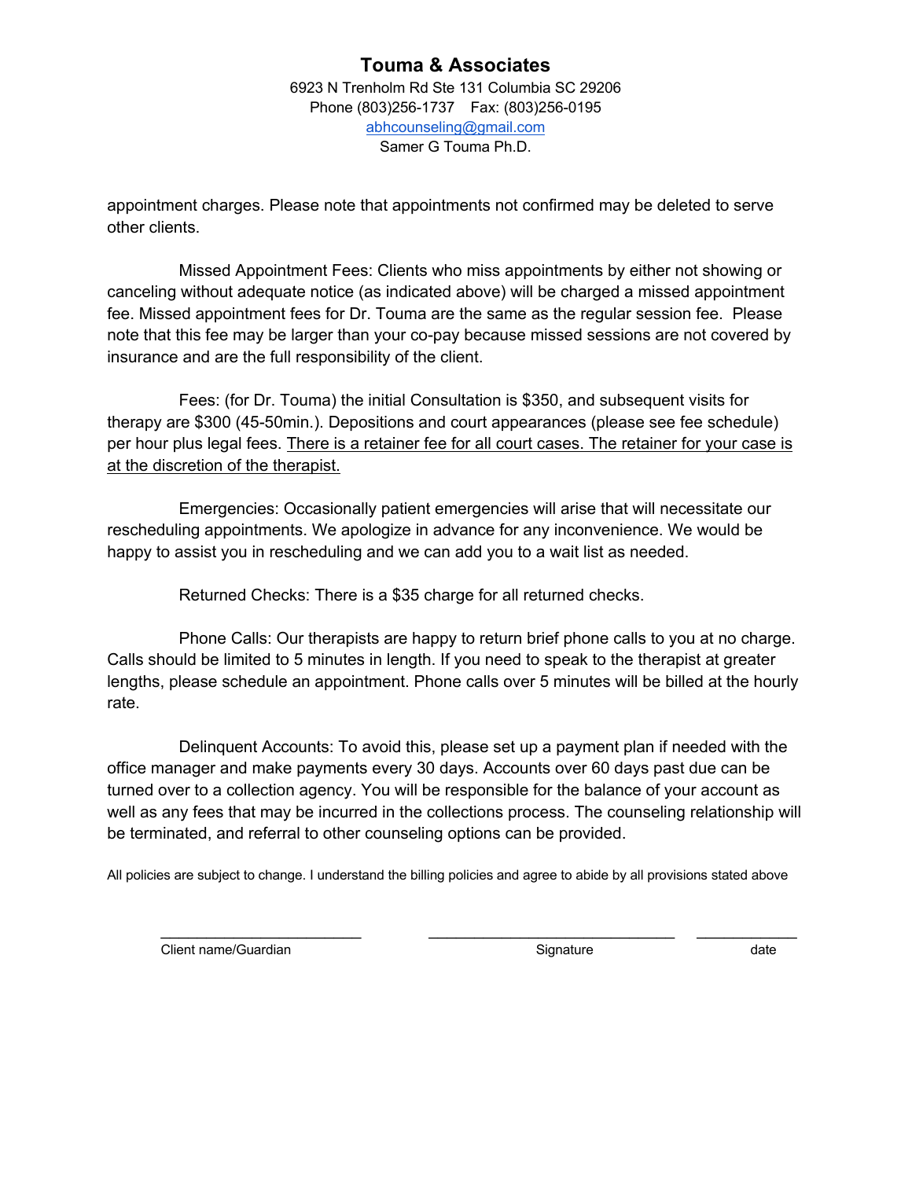appointment charges. Please note that appointments not confirmed may be deleted to serve other clients.

Missed Appointment Fees: Clients who miss appointments by either not showing or canceling without adequate notice (as indicated above) will be charged a missed appointment fee. Missed appointment fees for Dr. Touma are the same as the regular session fee. Please note that this fee may be larger than your co-pay because missed sessions are not covered by insurance and are the full responsibility of the client.

Fees: (for Dr. Touma) the initial Consultation is $350, and subsequent visits for therapy are $300 (45-50min.). Depositions and court appearances (please see fee schedule) per hour plus legal fees. <u>There is a retainer fee for all court cases. The retainer for your case is at the discretion of the therapist.</u>

Emergencies: Occasionally patient emergencies will arise that will necessitate our rescheduling appointments. We apologize in advance for any inconvenience. We would be happy to assist you in rescheduling and we can add you to a wait list as needed.

Returned Checks: There is a $35 charge for all returned checks.

Phone Calls: Our therapists are happy to return brief phone calls to you at no charge. Calls should be limited to 5 minutes in length. If you need to speak to the therapist at greater lengths, please schedule an appointment. Phone calls over 5 minutes will be billed at the hourly rate.

Delinquent Accounts: To avoid this, please set up a payment plan if needed with the office manager and make payments every 30 days. Accounts over 60 days past due can be turned over to a collection agency. You will be responsible for the balance of your account as well as any fees that may be incurred in the collections process. The counseling relationship will be terminated, and referral to other counseling options can be provided.

All policies are subject to change. I understand the billing policies and agree to abide by all provisions stated above

| ________________________ | ______________________________ | ____________ |
|---|---|---|
| Client name/Guardian | Signature | date |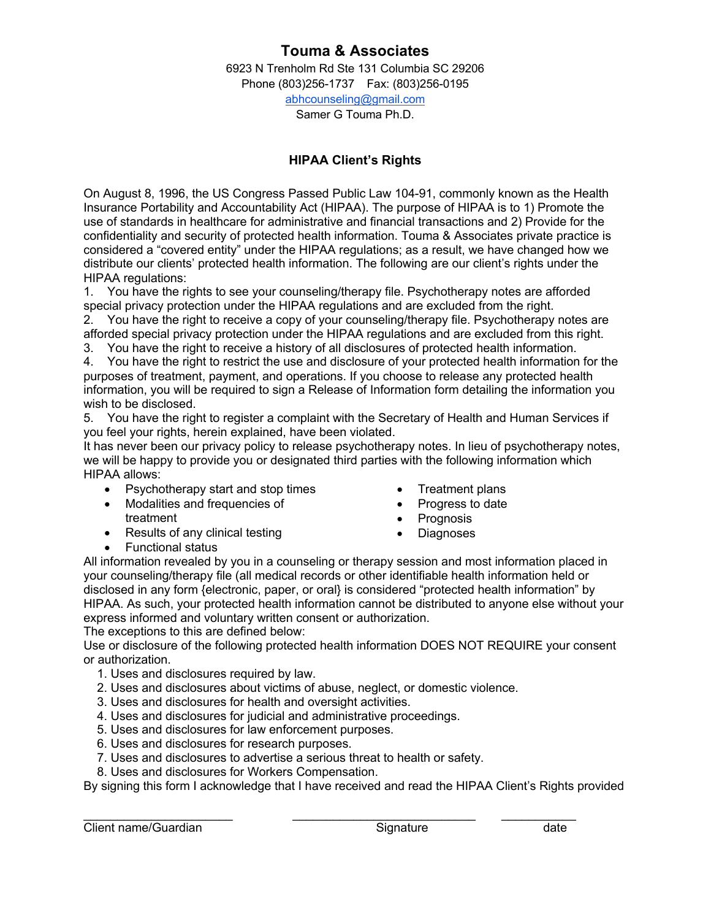# Touma & Associates

6923 N Trenholm Rd Ste 131 Columbia SC 29206
Phone (803)256-1737 Fax: (803)256-0195
abhcounseling@gmail.com
Samer G Touma Ph.D.

## HIPAA Client's Rights

On August 8, 1996, the US Congress Passed Public Law 104-91, commonly known as the Health Insurance Portability and Accountability Act (HIPAA). The purpose of HIPAA is to 1) Promote the use of standards in healthcare for administrative and financial transactions and 2) Provide for the confidentiality and security of protected health information. Touma & Associates private practice is considered a "covered entity" under the HIPAA regulations; as a result, we have changed how we distribute our clients' protected health information. The following are our client's rights under the HIPAA regulations:

1. You have the rights to see your counseling/therapy file. Psychotherapy notes are afforded special privacy protection under the HIPAA regulations and are excluded from the right.
2. You have the right to receive a copy of your counseling/therapy file. Psychotherapy notes are afforded special privacy protection under the HIPAA regulations and are excluded from this right.
3. You have the right to receive a history of all disclosures of protected health information.
4. You have the right to restrict the use and disclosure of your protected health information for the purposes of treatment, payment, and operations. If you choose to release any protected health information, you will be required to sign a Release of Information form detailing the information you wish to be disclosed.
5. You have the right to register a complaint with the Secretary of Health and Human Services if you feel your rights, herein explained, have been violated.

It has never been our privacy policy to release psychotherapy notes. In lieu of psychotherapy notes, we will be happy to provide you or designated third parties with the following information which HIPAA allows:

- Psychotherapy start and stop times
- Modalities and frequencies of treatment
- Results of any clinical testing
- Functional status
- Treatment plans
- Progress to date
- Prognosis
- Diagnoses

All information revealed by you in a counseling or therapy session and most information placed in your counseling/therapy file (all medical records or other identifiable health information held or disclosed in any form {electronic, paper, or oral} is considered "protected health information" by HIPAA. As such, your protected health information cannot be distributed to anyone else without your express informed and voluntary written consent or authorization.

The exceptions to this are defined below:

Use or disclosure of the following protected health information DOES NOT REQUIRE your consent or authorization.

1. Uses and disclosures required by law.
2. Uses and disclosures about victims of abuse, neglect, or domestic violence.
3. Uses and disclosures for health and oversight activities.
4. Uses and disclosures for judicial and administrative proceedings.
5. Uses and disclosures for law enforcement purposes.
6. Uses and disclosures for research purposes.
7. Uses and disclosures to advertise a serious threat to health or safety.
8. Uses and disclosures for Workers Compensation.

By signing this form I acknowledge that I have received and read the HIPAA Client's Rights provided

\_\_\_\_\_\_\_\_\_\_\_\_\_\_\_\_\_\_\_\_\_\_ \_\_\_\_\_\_\_\_\_\_\_\_\_\_\_\_\_\_\_\_\_\_\_\_\_\_\_ \_\_\_\_\_\_\_\_\_\_\_
Client name/Guardian Signature date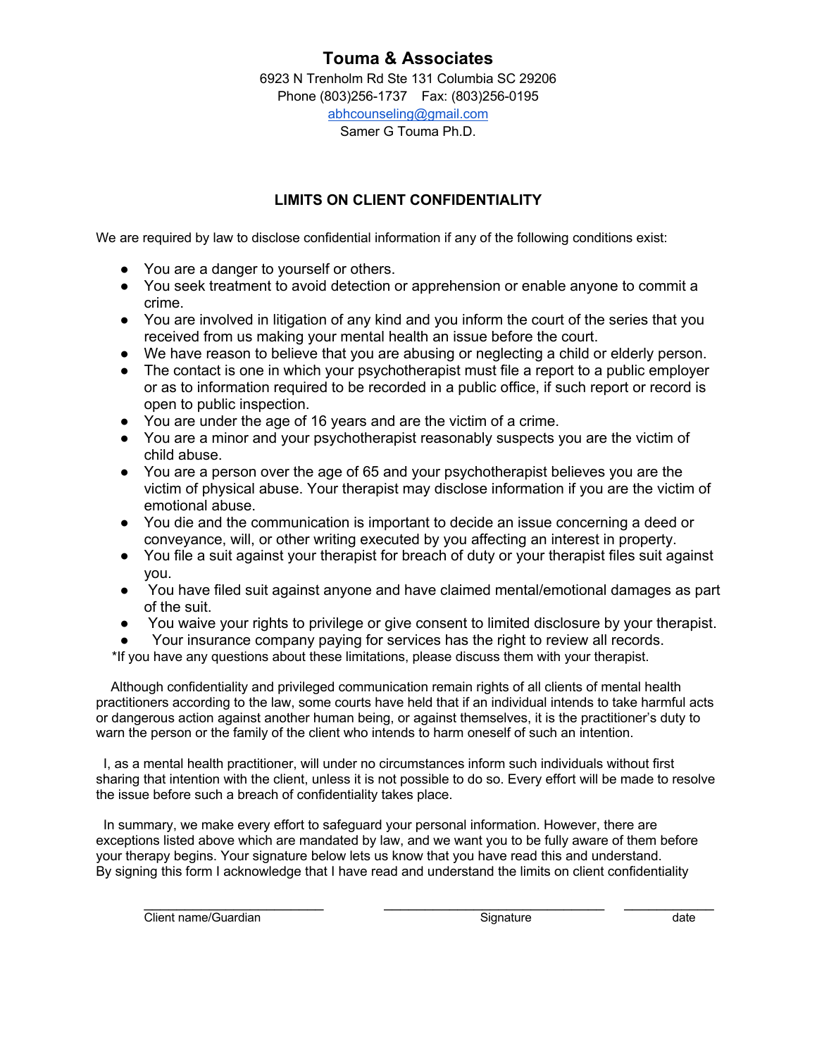# Touma & Associates

6923 N Trenholm Rd Ste 131 Columbia SC 29206
Phone (803)256-1737 Fax: (803)256-0195
abhcounseling@gmail.com
Samer G Touma Ph.D.

## LIMITS ON CLIENT CONFIDENTIALITY

We are required by law to disclose confidential information if any of the following conditions exist:

- You are a danger to yourself or others.
- You seek treatment to avoid detection or apprehension or enable anyone to commit a crime.
- You are involved in litigation of any kind and you inform the court of the series that you received from us making your mental health an issue before the court.
- We have reason to believe that you are abusing or neglecting a child or elderly person.
- The contact is one in which your psychotherapist must file a report to a public employer or as to information required to be recorded in a public office, if such report or record is open to public inspection.
- You are under the age of 16 years and are the victim of a crime.
- You are a minor and your psychotherapist reasonably suspects you are the victim of child abuse.
- You are a person over the age of 65 and your psychotherapist believes you are the victim of physical abuse. Your therapist may disclose information if you are the victim of emotional abuse.
- You die and the communication is important to decide an issue concerning a deed or conveyance, will, or other writing executed by you affecting an interest in property.
- You file a suit against your therapist for breach of duty or your therapist files suit against you.
- You have filed suit against anyone and have claimed mental/emotional damages as part of the suit.
- You waive your rights to privilege or give consent to limited disclosure by your therapist.
- Your insurance company paying for services has the right to review all records.

*If you have any questions about these limitations, please discuss them with your therapist.

Although confidentiality and privileged communication remain rights of all clients of mental health practitioners according to the law, some courts have held that if an individual intends to take harmful acts or dangerous action against another human being, or against themselves, it is the practitioner's duty to warn the person or the family of the client who intends to harm oneself of such an intention.

I, as a mental health practitioner, will under no circumstances inform such individuals without first sharing that intention with the client, unless it is not possible to do so. Every effort will be made to resolve the issue before such a breach of confidentiality takes place.

In summary, we make every effort to safeguard your personal information. However, there are exceptions listed above which are mandated by law, and we want you to be fully aware of them before your therapy begins. Your signature below lets us know that you have read this and understand.
By signing this form I acknowledge that I have read and understand the limits on client confidentiality

_________________________ _______________________________ ____________
Client name/Guardian Signature date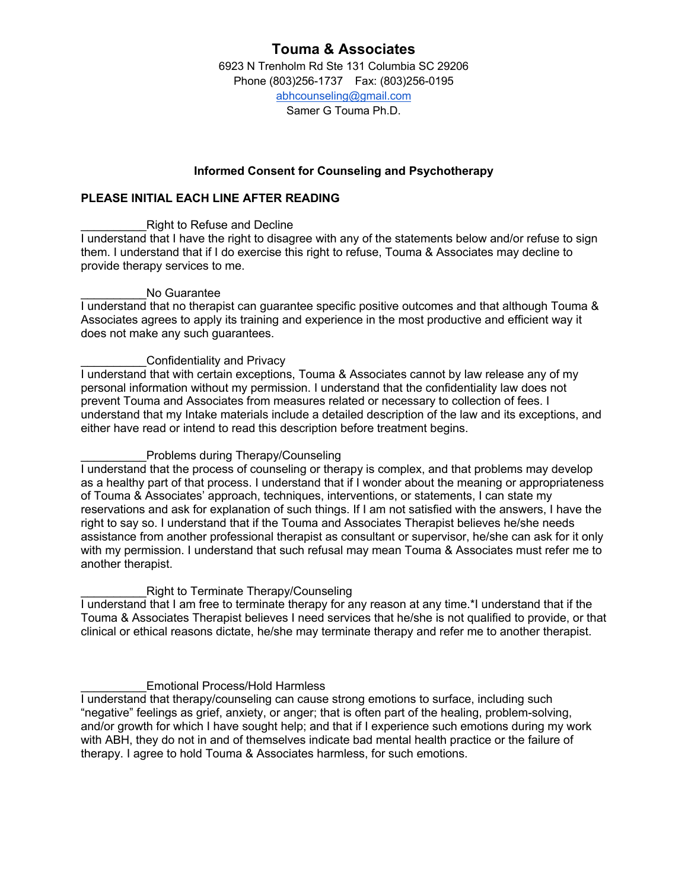# Touma & Associates

6923 N Trenholm Rd Ste 131 Columbia SC 29206
Phone (803)256-1737 Fax: (803)256-0195
abhcounseling@gmail.com
Samer G Touma Ph.D.

## Informed Consent for Counseling and Psychotherapy

**PLEASE INITIAL EACH LINE AFTER READING**

__________Right to Refuse and Decline
I understand that I have the right to disagree with any of the statements below and/or refuse to sign them. I understand that if I do exercise this right to refuse, Touma & Associates may decline to provide therapy services to me.

__________No Guarantee
I understand that no therapist can guarantee specific positive outcomes and that although Touma & Associates agrees to apply its training and experience in the most productive and efficient way it does not make any such guarantees.

__________Confidentiality and Privacy
I understand that with certain exceptions, Touma & Associates cannot by law release any of my personal information without my permission. I understand that the confidentiality law does not prevent Touma and Associates from measures related or necessary to collection of fees. I understand that my Intake materials include a detailed description of the law and its exceptions, and either have read or intend to read this description before treatment begins.

__________Problems during Therapy/Counseling
I understand that the process of counseling or therapy is complex, and that problems may develop as a healthy part of that process. I understand that if I wonder about the meaning or appropriateness of Touma & Associates' approach, techniques, interventions, or statements, I can state my reservations and ask for explanation of such things. If I am not satisfied with the answers, I have the right to say so. I understand that if the Touma and Associates Therapist believes he/she needs assistance from another professional therapist as consultant or supervisor, he/she can ask for it only with my permission. I understand that such refusal may mean Touma & Associates must refer me to another therapist.

__________Right to Terminate Therapy/Counseling
I understand that I am free to terminate therapy for any reason at any time.*I understand that if the Touma & Associates Therapist believes I need services that he/she is not qualified to provide, or that clinical or ethical reasons dictate, he/she may terminate therapy and refer me to another therapist.

__________Emotional Process/Hold Harmless
I understand that therapy/counseling can cause strong emotions to surface, including such "negative" feelings as grief, anxiety, or anger; that is often part of the healing, problem-solving, and/or growth for which I have sought help; and that if I experience such emotions during my work with ABH, they do not in and of themselves indicate bad mental health practice or the failure of therapy. I agree to hold Touma & Associates harmless, for such emotions.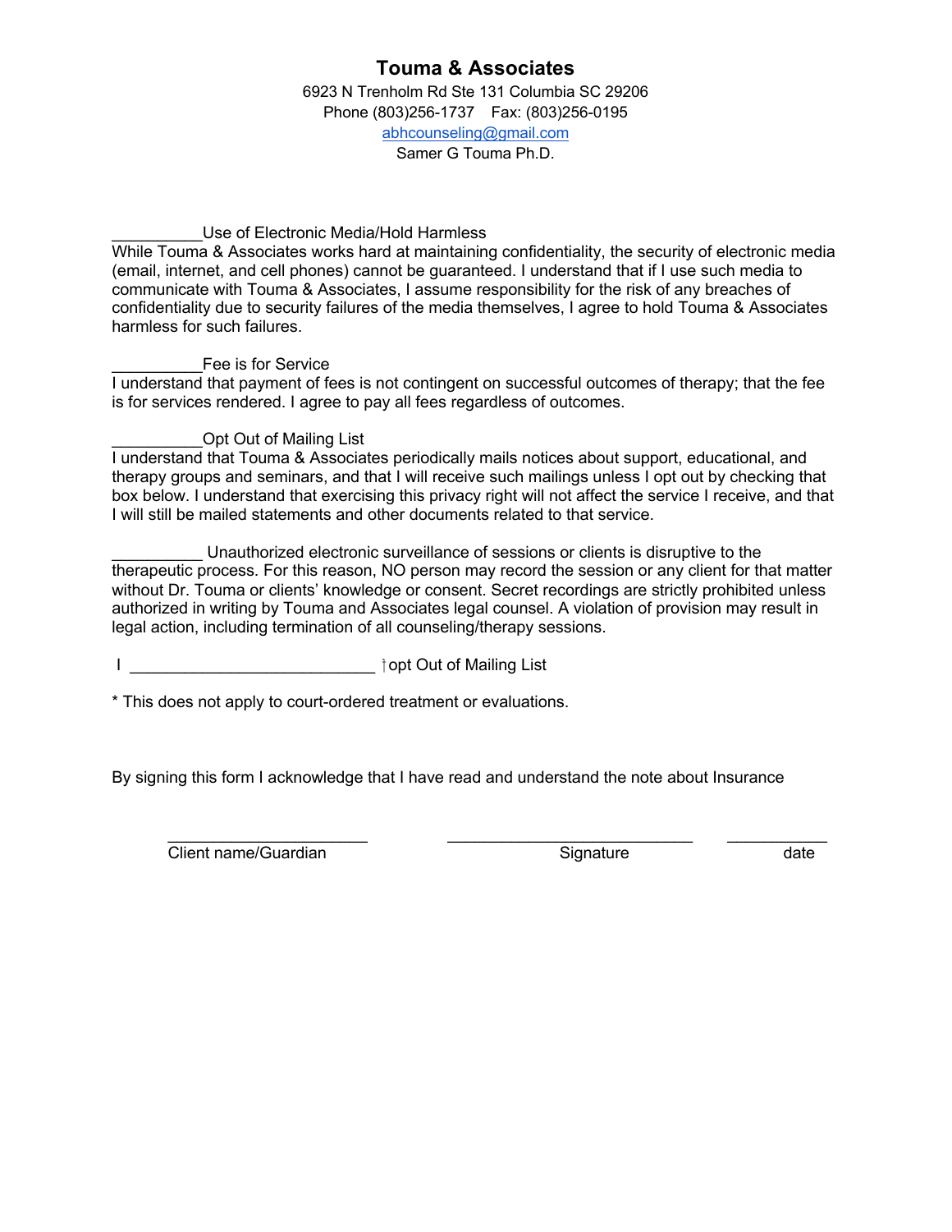## Touma & Associates

6923 N Trenholm Rd Ste 131 Columbia SC 29206
Phone (803)256-1737 Fax: (803)256-0195
abhcounseling@gmail.com
Samer G Touma Ph.D.

__________Use of Electronic Media/Hold Harmless
While Touma & Associates works hard at maintaining confidentiality, the security of electronic media (email, internet, and cell phones) cannot be guaranteed. I understand that if I use such media to communicate with Touma & Associates, I assume responsibility for the risk of any breaches of confidentiality due to security failures of the media themselves, I agree to hold Touma & Associates harmless for such failures.

__________Fee is for Service
I understand that payment of fees is not contingent on successful outcomes of therapy; that the fee is for services rendered. I agree to pay all fees regardless of outcomes.

__________Opt Out of Mailing List
I understand that Touma & Associates periodically mails notices about support, educational, and therapy groups and seminars, and that I will receive such mailings unless I opt out by checking that box below. I understand that exercising this privacy right will not affect the service I receive, and that I will still be mailed statements and other documents related to that service.

__________ Unauthorized electronic surveillance of sessions or clients is disruptive to the therapeutic process. For this reason, NO person may record the session or any client for that matter without Dr. Touma or clients' knowledge or consent. Secret recordings are strictly prohibited unless authorized in writing by Touma and Associates legal counsel. A violation of provision may result in legal action, including termination of all counseling/therapy sessions.

I ___________________________ opt Out of Mailing List

* This does not apply to court-ordered treatment or evaluations.

By signing this form I acknowledge that I have read and understand the note about Insurance

______________________ ___________________________ ___________
Client name/Guardian Signature date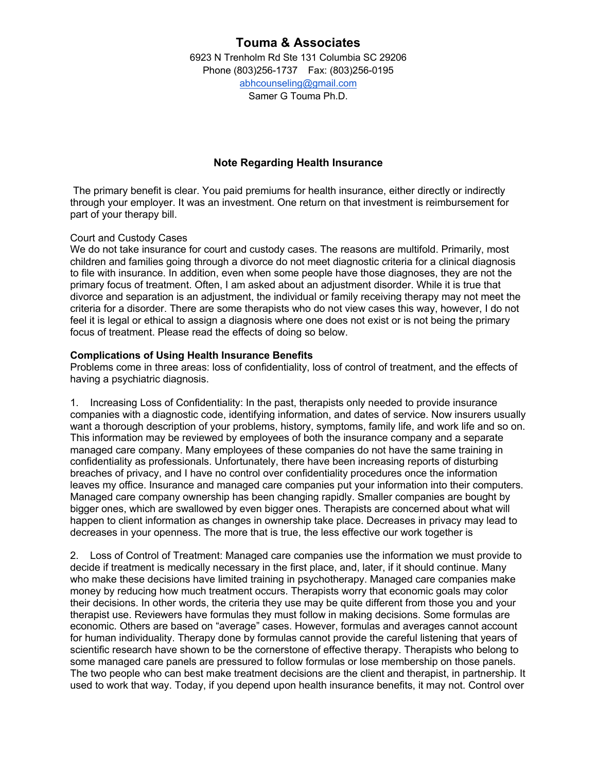# Touma & Associates

6923 N Trenholm Rd Ste 131 Columbia SC 29206
Phone (803)256-1737 Fax: (803)256-0195
abhcounseling@gmail.com
Samer G Touma Ph.D.

### Note Regarding Health Insurance

The primary benefit is clear. You paid premiums for health insurance, either directly or indirectly through your employer. It was an investment. One return on that investment is reimbursement for part of your therapy bill.

Court and Custody Cases
We do not take insurance for court and custody cases. The reasons are multifold. Primarily, most children and families going through a divorce do not meet diagnostic criteria for a clinical diagnosis to file with insurance. In addition, even when some people have those diagnoses, they are not the primary focus of treatment. Often, I am asked about an adjustment disorder. While it is true that divorce and separation is an adjustment, the individual or family receiving therapy may not meet the criteria for a disorder. There are some therapists who do not view cases this way, however, I do not feel it is legal or ethical to assign a diagnosis where one does not exist or is not being the primary focus of treatment. Please read the effects of doing so below.

**Complications of Using Health Insurance Benefits**
Problems come in three areas: loss of confidentiality, loss of control of treatment, and the effects of having a psychiatric diagnosis.

1. Increasing Loss of Confidentiality: In the past, therapists only needed to provide insurance companies with a diagnostic code, identifying information, and dates of service. Now insurers usually want a thorough description of your problems, history, symptoms, family life, and work life and so on. This information may be reviewed by employees of both the insurance company and a separate managed care company. Many employees of these companies do not have the same training in confidentiality as professionals. Unfortunately, there have been increasing reports of disturbing breaches of privacy, and I have no control over confidentiality procedures once the information leaves my office. Insurance and managed care companies put your information into their computers. Managed care company ownership has been changing rapidly. Smaller companies are bought by bigger ones, which are swallowed by even bigger ones. Therapists are concerned about what will happen to client information as changes in ownership take place. Decreases in privacy may lead to decreases in your openness. The more that is true, the less effective our work together is

2. Loss of Control of Treatment: Managed care companies use the information we must provide to decide if treatment is medically necessary in the first place, and, later, if it should continue. Many who make these decisions have limited training in psychotherapy. Managed care companies make money by reducing how much treatment occurs. Therapists worry that economic goals may color their decisions. In other words, the criteria they use may be quite different from those you and your therapist use. Reviewers have formulas they must follow in making decisions. Some formulas are economic. Others are based on "average" cases. However, formulas and averages cannot account for human individuality. Therapy done by formulas cannot provide the careful listening that years of scientific research have shown to be the cornerstone of effective therapy. Therapists who belong to some managed care panels are pressured to follow formulas or lose membership on those panels. The two people who can best make treatment decisions are the client and therapist, in partnership. It used to work that way. Today, if you depend upon health insurance benefits, it may not. Control over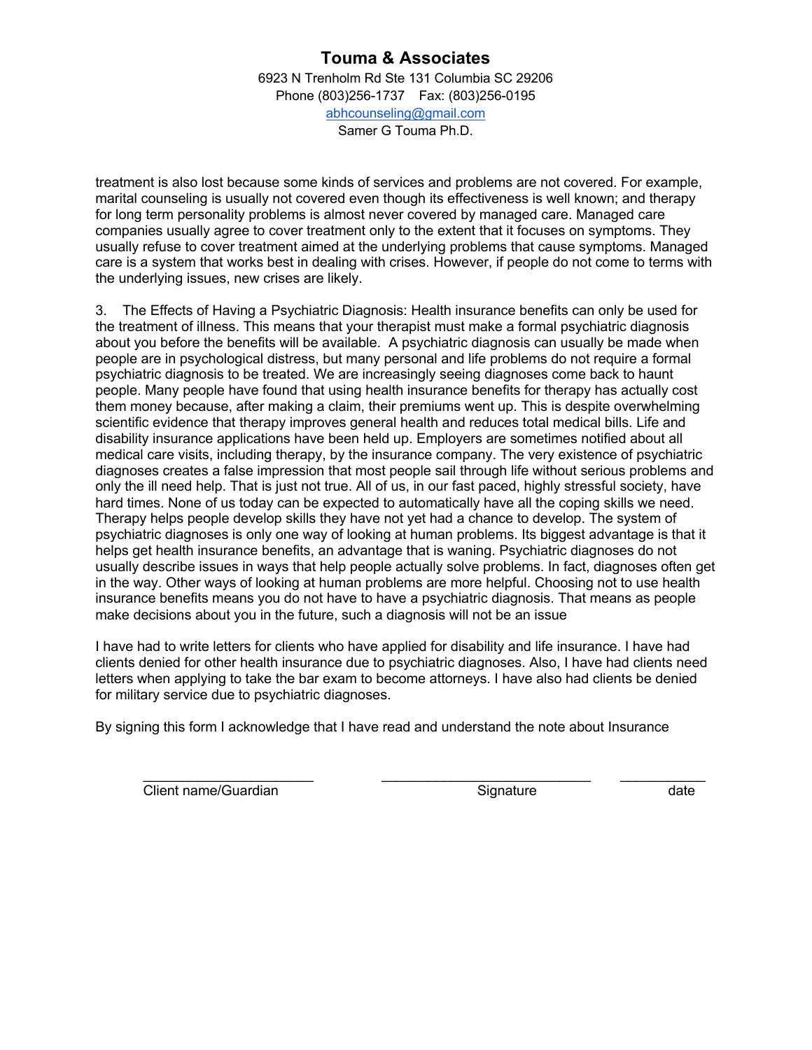treatment is also lost because some kinds of services and problems are not covered. For example, marital counseling is usually not covered even though its effectiveness is well known; and therapy for long term personality problems is almost never covered by managed care. Managed care companies usually agree to cover treatment only to the extent that it focuses on symptoms. They usually refuse to cover treatment aimed at the underlying problems that cause symptoms. Managed care is a system that works best in dealing with crises. However, if people do not come to terms with the underlying issues, new crises are likely.

3. The Effects of Having a Psychiatric Diagnosis: Health insurance benefits can only be used for the treatment of illness. This means that your therapist must make a formal psychiatric diagnosis about you before the benefits will be available. A psychiatric diagnosis can usually be made when people are in psychological distress, but many personal and life problems do not require a formal psychiatric diagnosis to be treated. We are increasingly seeing diagnoses come back to haunt people. Many people have found that using health insurance benefits for therapy has actually cost them money because, after making a claim, their premiums went up. This is despite overwhelming scientific evidence that therapy improves general health and reduces total medical bills. Life and disability insurance applications have been held up. Employers are sometimes notified about all medical care visits, including therapy, by the insurance company. The very existence of psychiatric diagnoses creates a false impression that most people sail through life without serious problems and only the ill need help. That is just not true. All of us, in our fast paced, highly stressful society, have hard times. None of us today can be expected to automatically have all the coping skills we need. Therapy helps people develop skills they have not yet had a chance to develop. The system of psychiatric diagnoses is only one way of looking at human problems. Its biggest advantage is that it helps get health insurance benefits, an advantage that is waning. Psychiatric diagnoses do not usually describe issues in ways that help people actually solve problems. In fact, diagnoses often get in the way. Other ways of looking at human problems are more helpful. Choosing not to use health insurance benefits means you do not have to have a psychiatric diagnosis. That means as people make decisions about you in the future, such a diagnosis will not be an issue

I have had to write letters for clients who have applied for disability and life insurance. I have had clients denied for other health insurance due to psychiatric diagnoses. Also, I have had clients need letters when applying to take the bar exam to become attorneys. I have also had clients be denied for military service due to psychiatric diagnoses.

By signing this form I acknowledge that I have read and understand the note about Insurance

______________________ ___________________________ ___________

Client name/Guardian Signature date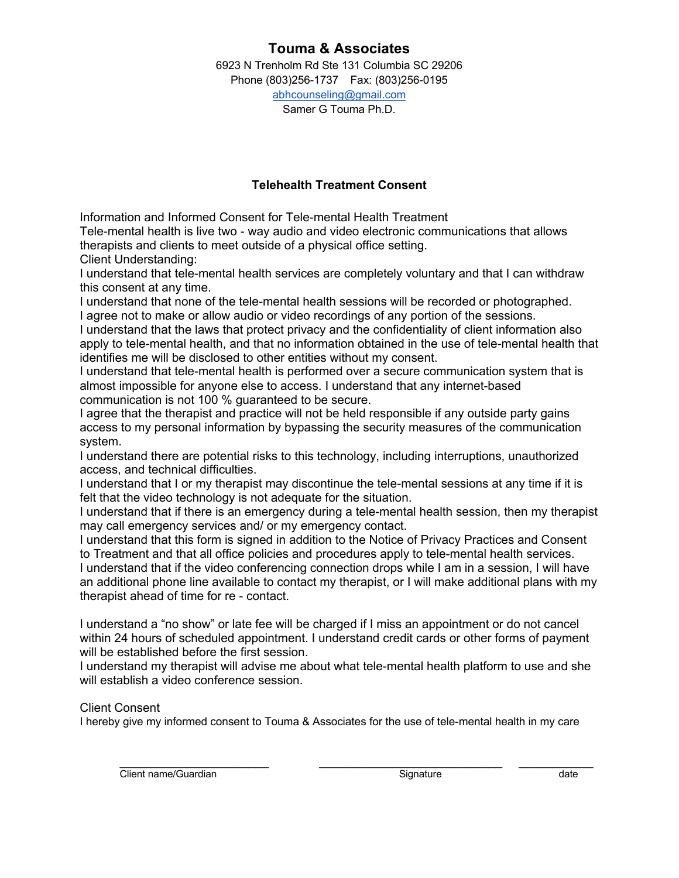# Touma & Associates

6923 N Trenholm Rd Ste 131 Columbia SC 29206
Phone (803)256-1737 Fax: (803)256-0195
abhcounseling@gmail.com
Samer G Touma Ph.D.

## Telehealth Treatment Consent

Information and Informed Consent for Tele-mental Health Treatment
Tele-mental health is live two - way audio and video electronic communications that allows therapists and clients to meet outside of a physical office setting.
Client Understanding:
I understand that tele-mental health services are completely voluntary and that I can withdraw this consent at any time.
I understand that none of the tele-mental health sessions will be recorded or photographed.
I agree not to make or allow audio or video recordings of any portion of the sessions.
I understand that the laws that protect privacy and the confidentiality of client information also apply to tele-mental health, and that no information obtained in the use of tele-mental health that identifies me will be disclosed to other entities without my consent.
I understand that tele-mental health is performed over a secure communication system that is almost impossible for anyone else to access. I understand that any internet-based communication is not 100 % guaranteed to be secure.
I agree that the therapist and practice will not be held responsible if any outside party gains access to my personal information by bypassing the security measures of the communication system.
I understand there are potential risks to this technology, including interruptions, unauthorized access, and technical difficulties.
I understand that I or my therapist may discontinue the tele-mental sessions at any time if it is felt that the video technology is not adequate for the situation.
I understand that if there is an emergency during a tele-mental health session, then my therapist may call emergency services and/ or my emergency contact.
I understand that this form is signed in addition to the Notice of Privacy Practices and Consent to Treatment and that all office policies and procedures apply to tele-mental health services.
I understand that if the video conferencing connection drops while I am in a session, I will have an additional phone line available to contact my therapist, or I will make additional plans with my therapist ahead of time for re - contact.

I understand a "no show" or late fee will be charged if I miss an appointment or do not cancel within 24 hours of scheduled appointment. I understand credit cards or other forms of payment will be established before the first session.
I understand my therapist will advise me about what tele-mental health platform to use and she will establish a video conference session.

Client Consent
I hereby give my informed consent to Touma & Associates for the use of tele-mental health in my care

\_\_\_\_\_\_\_\_\_\_\_\_\_\_\_\_\_\_\_\_\_\_\_\_ \_\_\_\_\_\_\_\_\_\_\_\_\_\_\_\_\_\_\_\_\_\_\_\_\_\_\_\_\_\_ \_\_\_\_\_\_\_\_\_\_\_\_
Client name/Guardian Signature date